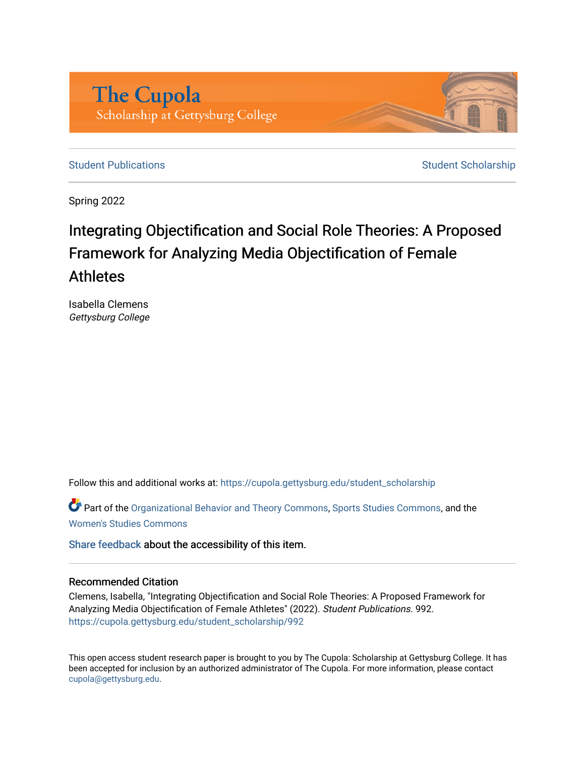The Cupola
Scholarship at Gettysburg College

Student Publications | Student Scholarship

Spring 2022

# Integrating Objectification and Social Role Theories: A Proposed Framework for Analyzing Media Objectification of Female Athletes

Isabella Clemens
*Gettysburg College*

Follow this and additional works at: https://cupola.gettysburg.edu/student_scholarship

Part of the Organizational Behavior and Theory Commons, Sports Studies Commons, and the Women's Studies Commons

Share feedback about the accessibility of this item.

## Recommended Citation

Clemens, Isabella, "Integrating Objectification and Social Role Theories: A Proposed Framework for Analyzing Media Objectification of Female Athletes" (2022). *Student Publications*. 992.
https://cupola.gettysburg.edu/student_scholarship/992

This open access student research paper is brought to you by The Cupola: Scholarship at Gettysburg College. It has been accepted for inclusion by an authorized administrator of The Cupola. For more information, please contact cupola@gettysburg.edu.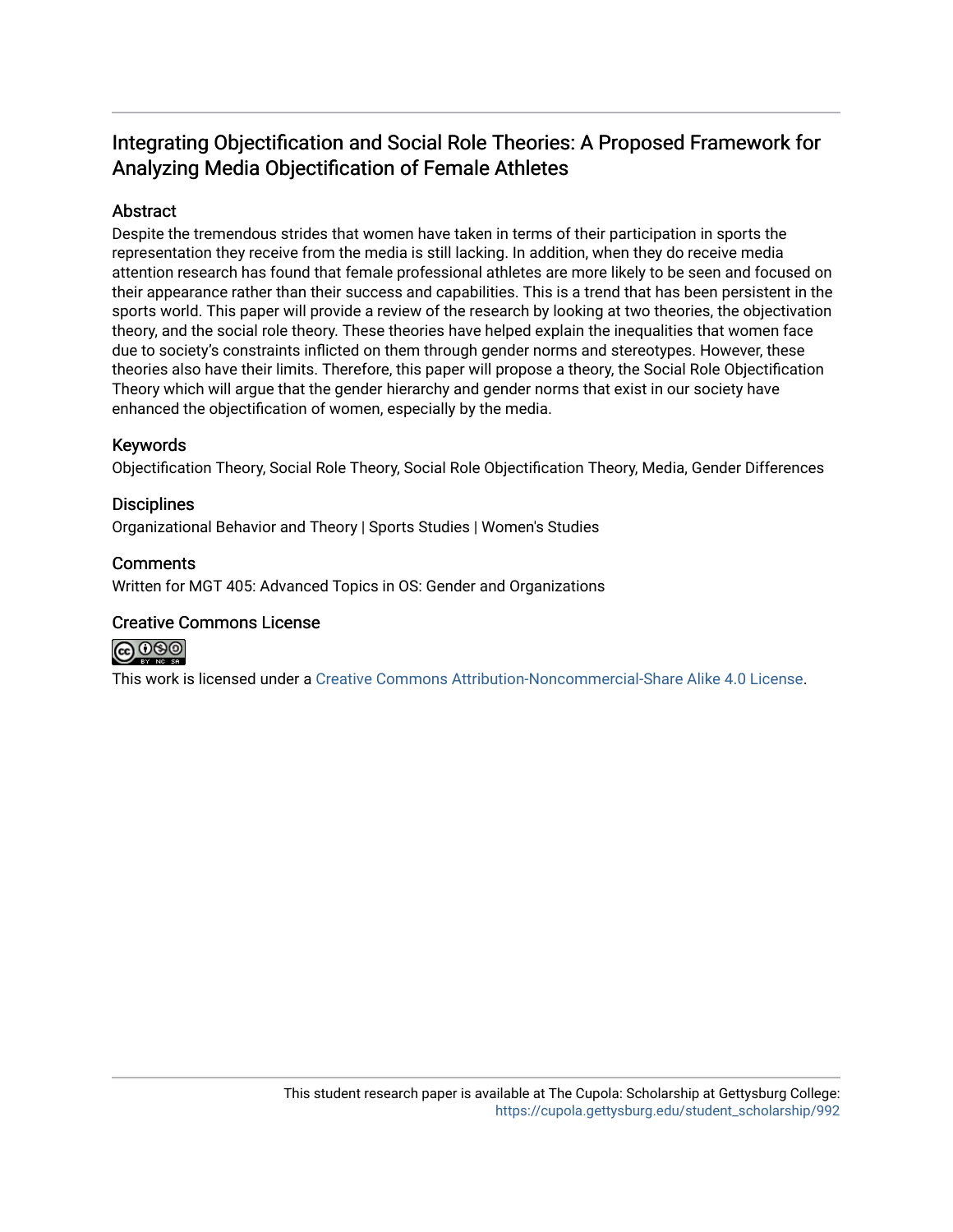## Integrating Objectification and Social Role Theories: A Proposed Framework for Analyzing Media Objectification of Female Athletes

### Abstract

Despite the tremendous strides that women have taken in terms of their participation in sports the representation they receive from the media is still lacking. In addition, when they do receive media attention research has found that female professional athletes are more likely to be seen and focused on their appearance rather than their success and capabilities. This is a trend that has been persistent in the sports world. This paper will provide a review of the research by looking at two theories, the objectivation theory, and the social role theory. These theories have helped explain the inequalities that women face due to society's constraints inflicted on them through gender norms and stereotypes. However, these theories also have their limits. Therefore, this paper will propose a theory, the Social Role Objectification Theory which will argue that the gender hierarchy and gender norms that exist in our society have enhanced the objectification of women, especially by the media.

### Keywords

Objectification Theory, Social Role Theory, Social Role Objectification Theory, Media, Gender Differences

### Disciplines

Organizational Behavior and Theory | Sports Studies | Women's Studies

### Comments

Written for MGT 405: Advanced Topics in OS: Gender and Organizations

### Creative Commons License

This work is licensed under a Creative Commons Attribution-Noncommercial-Share Alike 4.0 License.

This student research paper is available at The Cupola: Scholarship at Gettysburg College: https://cupola.gettysburg.edu/student_scholarship/992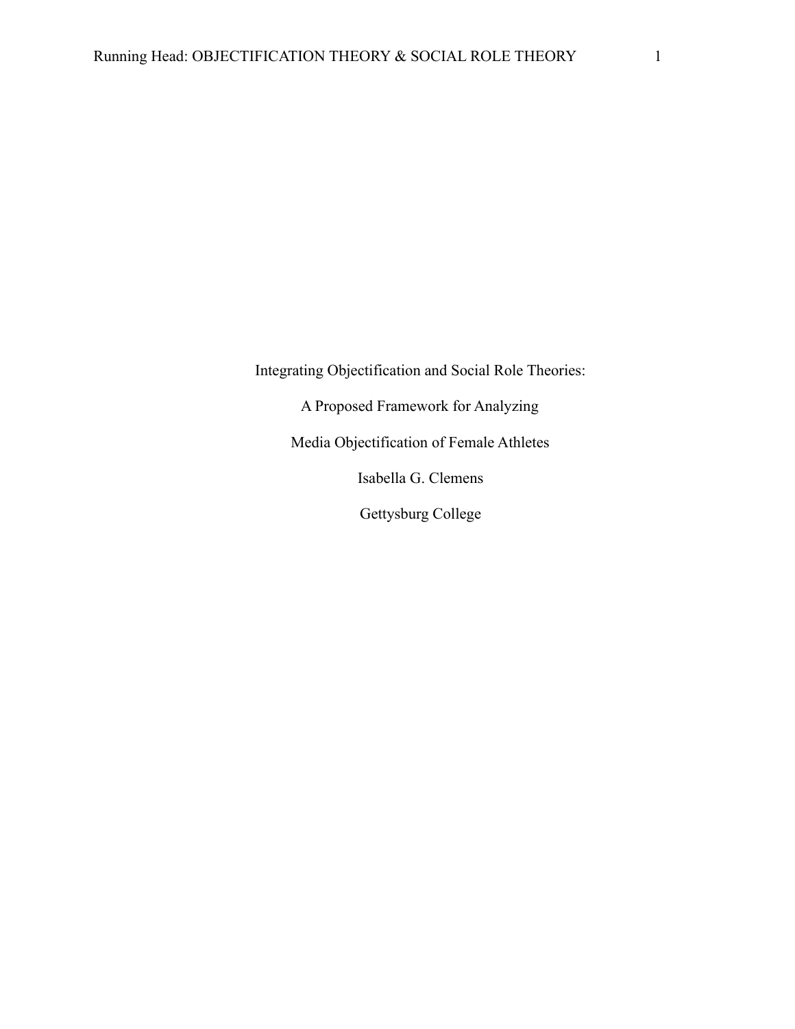# Integrating Objectification and Social Role Theories:

# A Proposed Framework for Analyzing

# Media Objectification of Female Athletes

Isabella G. Clemens

Gettysburg College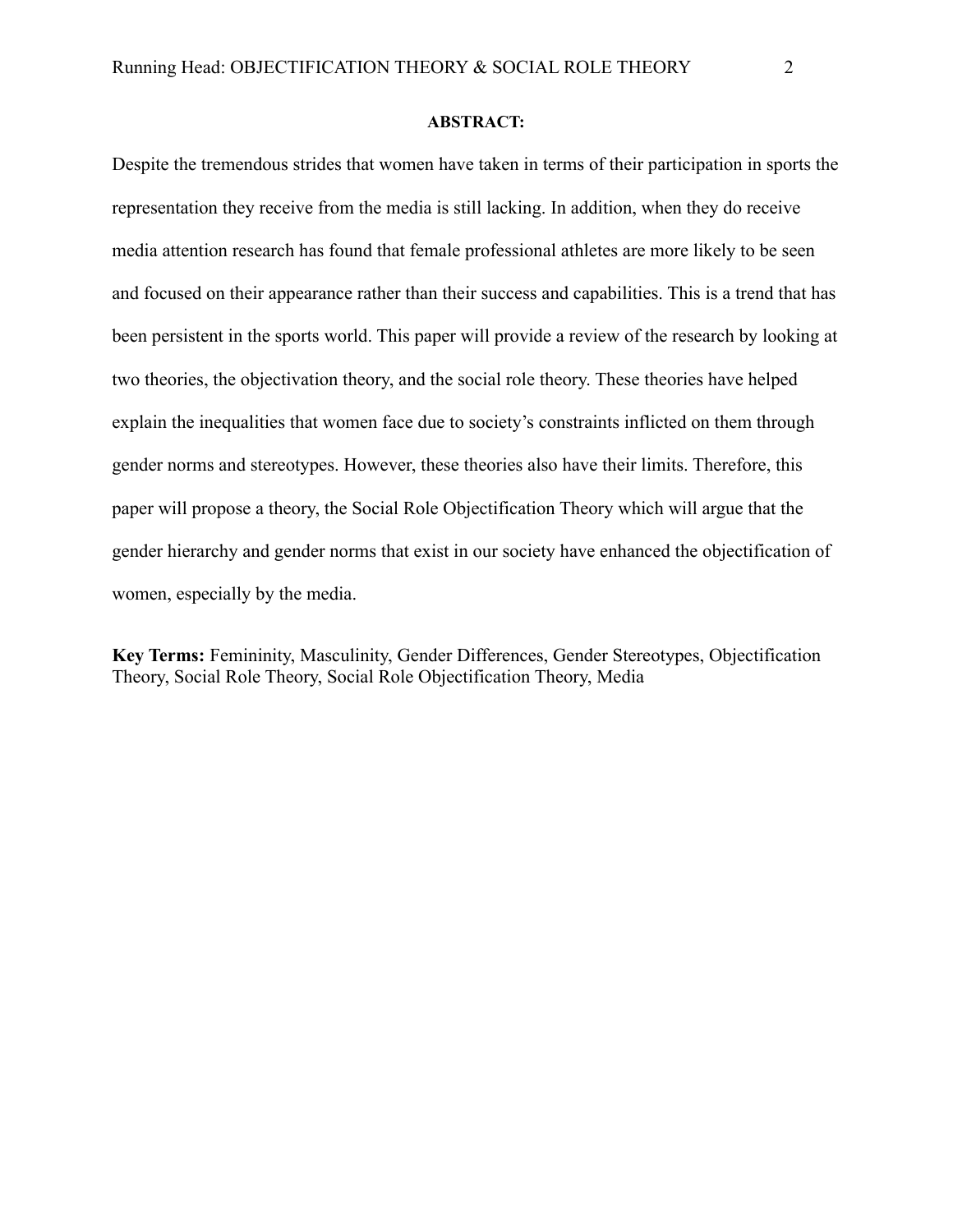**ABSTRACT:**

Despite the tremendous strides that women have taken in terms of their participation in sports the representation they receive from the media is still lacking. In addition, when they do receive media attention research has found that female professional athletes are more likely to be seen and focused on their appearance rather than their success and capabilities. This is a trend that has been persistent in the sports world. This paper will provide a review of the research by looking at two theories, the objectivation theory, and the social role theory. These theories have helped explain the inequalities that women face due to society's constraints inflicted on them through gender norms and stereotypes. However, these theories also have their limits. Therefore, this paper will propose a theory, the Social Role Objectification Theory which will argue that the gender hierarchy and gender norms that exist in our society have enhanced the objectification of women, especially by the media.

**Key Terms:** Femininity, Masculinity, Gender Differences, Gender Stereotypes, Objectification Theory, Social Role Theory, Social Role Objectification Theory, Media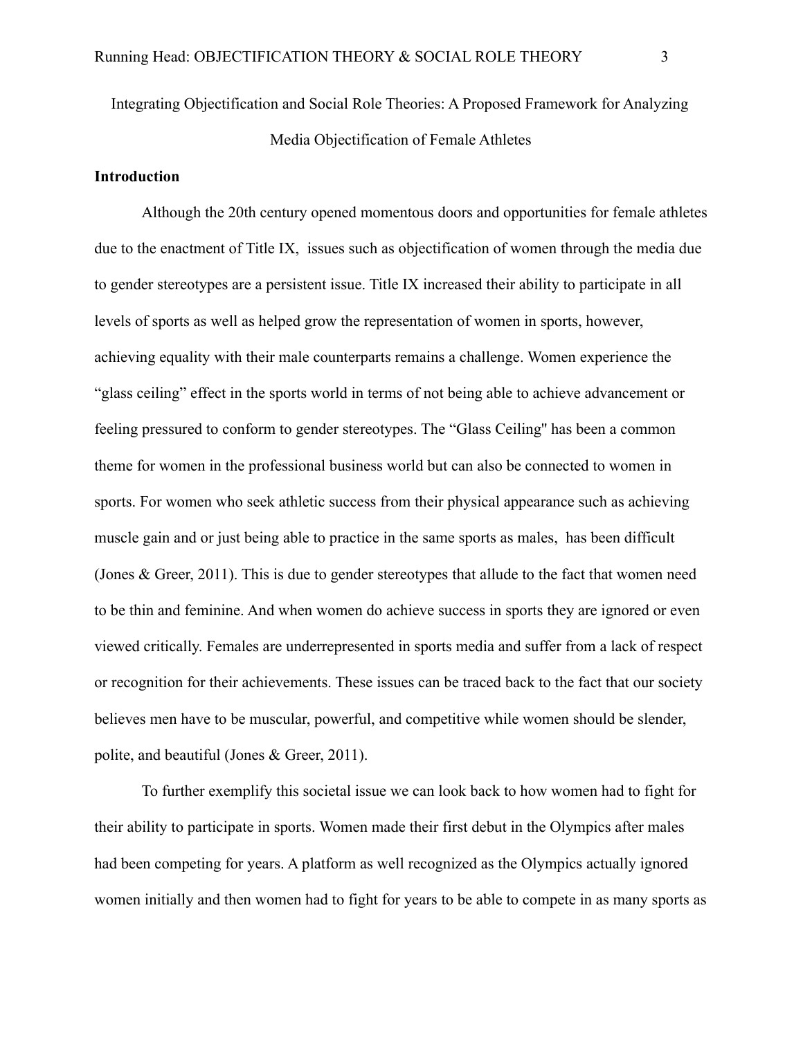Integrating Objectification and Social Role Theories: A Proposed Framework for Analyzing Media Objectification of Female Athletes

## Introduction

Although the 20th century opened momentous doors and opportunities for female athletes due to the enactment of Title IX, issues such as objectification of women through the media due to gender stereotypes are a persistent issue. Title IX increased their ability to participate in all levels of sports as well as helped grow the representation of women in sports, however, achieving equality with their male counterparts remains a challenge. Women experience the "glass ceiling" effect in the sports world in terms of not being able to achieve advancement or feeling pressured to conform to gender stereotypes. The "Glass Ceiling" has been a common theme for women in the professional business world but can also be connected to women in sports. For women who seek athletic success from their physical appearance such as achieving muscle gain and or just being able to practice in the same sports as males, has been difficult (Jones & Greer, 2011). This is due to gender stereotypes that allude to the fact that women need to be thin and feminine. And when women do achieve success in sports they are ignored or even viewed critically. Females are underrepresented in sports media and suffer from a lack of respect or recognition for their achievements. These issues can be traced back to the fact that our society believes men have to be muscular, powerful, and competitive while women should be slender, polite, and beautiful (Jones & Greer, 2011).

To further exemplify this societal issue we can look back to how women had to fight for their ability to participate in sports. Women made their first debut in the Olympics after males had been competing for years. A platform as well recognized as the Olympics actually ignored women initially and then women had to fight for years to be able to compete in as many sports as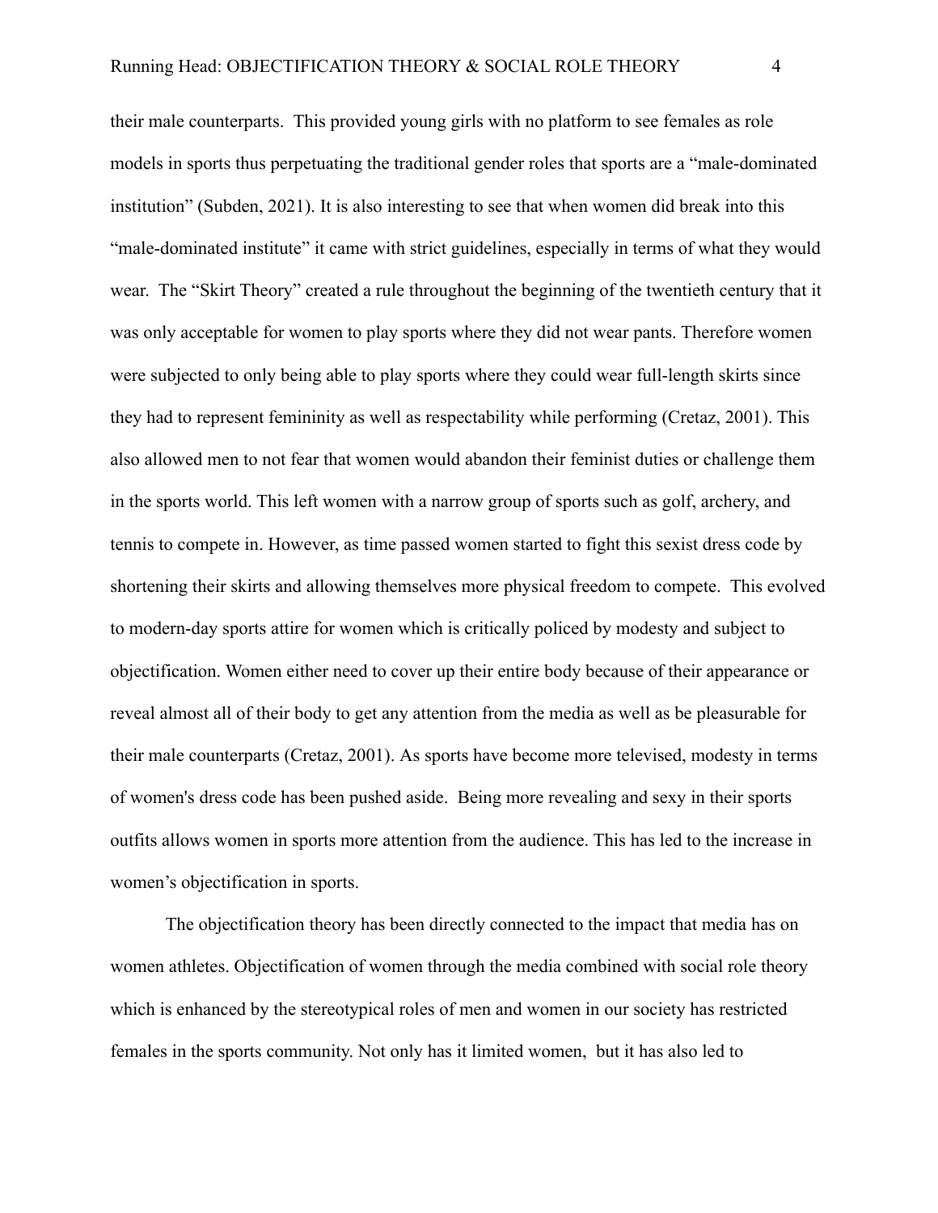their male counterparts.  This provided young girls with no platform to see females as role models in sports thus perpetuating the traditional gender roles that sports are a "male-dominated institution" (Subden, 2021). It is also interesting to see that when women did break into this "male-dominated institute" it came with strict guidelines, especially in terms of what they would wear.  The "Skirt Theory" created a rule throughout the beginning of the twentieth century that it was only acceptable for women to play sports where they did not wear pants. Therefore women were subjected to only being able to play sports where they could wear full-length skirts since they had to represent femininity as well as respectability while performing (Cretaz, 2001). This also allowed men to not fear that women would abandon their feminist duties or challenge them in the sports world. This left women with a narrow group of sports such as golf, archery, and tennis to compete in. However, as time passed women started to fight this sexist dress code by shortening their skirts and allowing themselves more physical freedom to compete.  This evolved to modern-day sports attire for women which is critically policed by modesty and subject to objectification. Women either need to cover up their entire body because of their appearance or reveal almost all of their body to get any attention from the media as well as be pleasurable for their male counterparts (Cretaz, 2001). As sports have become more televised, modesty in terms of women's dress code has been pushed aside.  Being more revealing and sexy in their sports outfits allows women in sports more attention from the audience. This has led to the increase in women's objectification in sports.

The objectification theory has been directly connected to the impact that media has on women athletes. Objectification of women through the media combined with social role theory which is enhanced by the stereotypical roles of men and women in our society has restricted females in the sports community. Not only has it limited women,  but it has also led to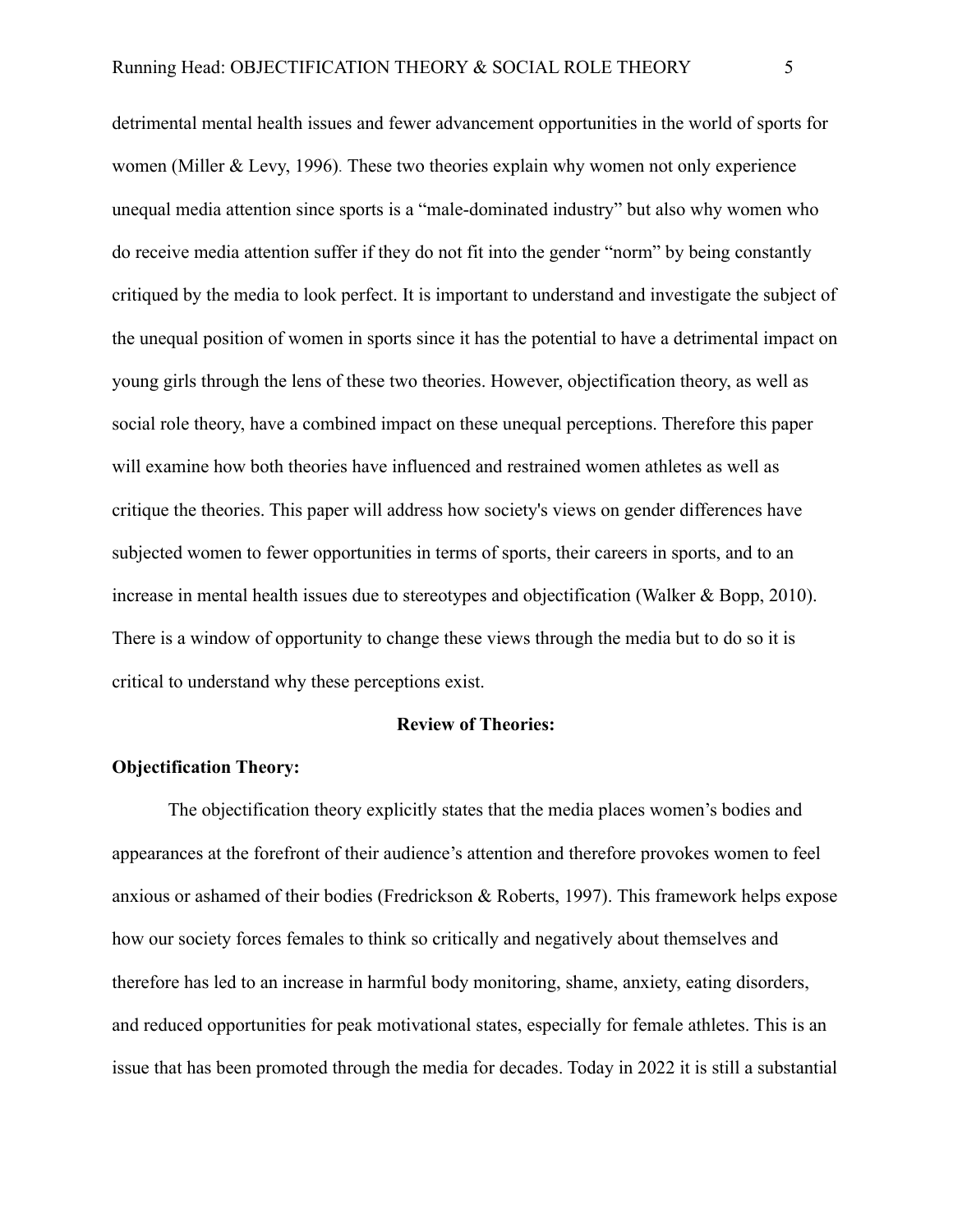detrimental mental health issues and fewer advancement opportunities in the world of sports for women (Miller & Levy, 1996). These two theories explain why women not only experience unequal media attention since sports is a "male-dominated industry" but also why women who do receive media attention suffer if they do not fit into the gender "norm" by being constantly critiqued by the media to look perfect. It is important to understand and investigate the subject of the unequal position of women in sports since it has the potential to have a detrimental impact on young girls through the lens of these two theories. However, objectification theory, as well as social role theory, have a combined impact on these unequal perceptions. Therefore this paper will examine how both theories have influenced and restrained women athletes as well as critique the theories. This paper will address how society's views on gender differences have subjected women to fewer opportunities in terms of sports, their careers in sports, and to an increase in mental health issues due to stereotypes and objectification (Walker & Bopp, 2010). There is a window of opportunity to change these views through the media but to do so it is critical to understand why these perceptions exist.

## Review of Theories:

### Objectification Theory:

The objectification theory explicitly states that the media places women's bodies and appearances at the forefront of their audience's attention and therefore provokes women to feel anxious or ashamed of their bodies (Fredrickson & Roberts, 1997). This framework helps expose how our society forces females to think so critically and negatively about themselves and therefore has led to an increase in harmful body monitoring, shame, anxiety, eating disorders, and reduced opportunities for peak motivational states, especially for female athletes. This is an issue that has been promoted through the media for decades. Today in 2022 it is still a substantial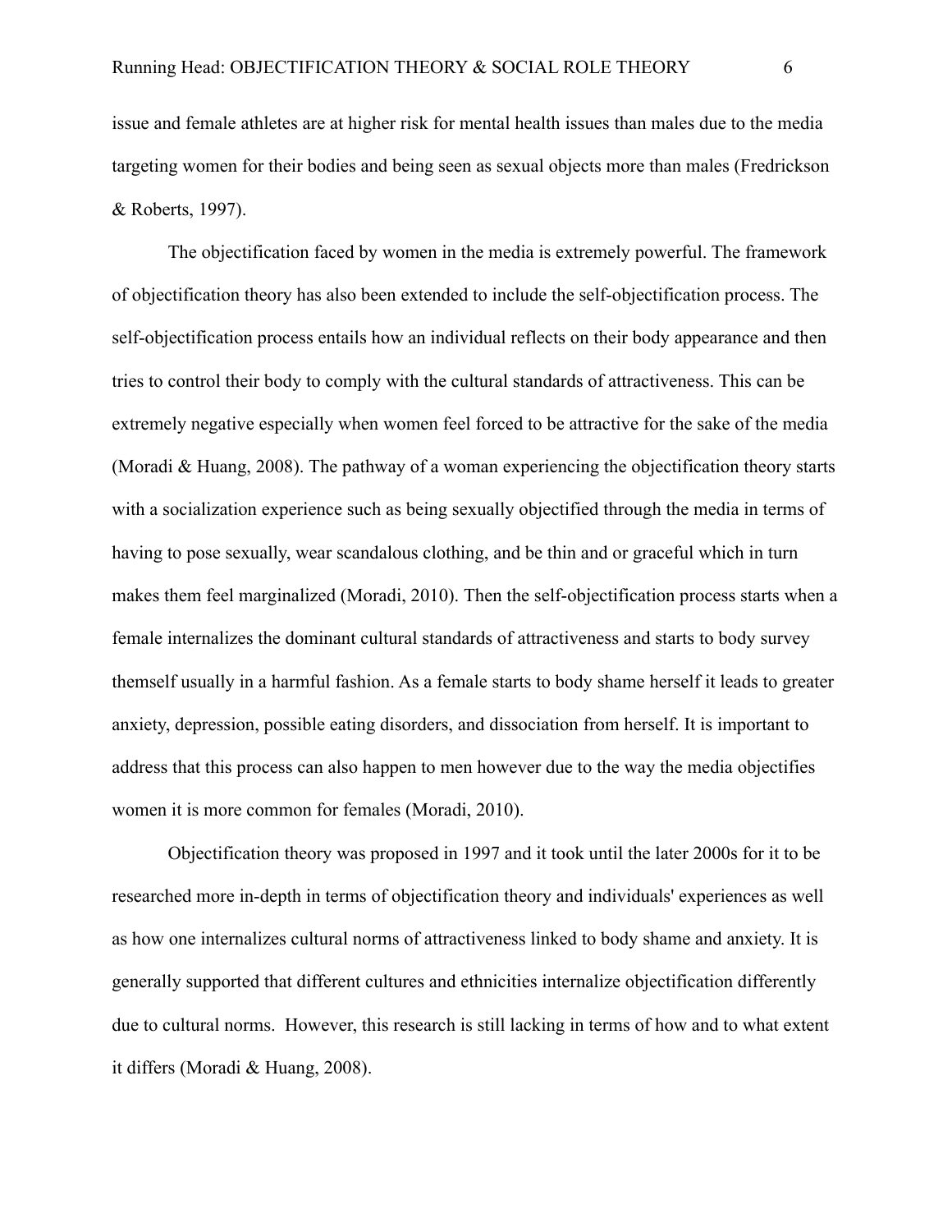issue and female athletes are at higher risk for mental health issues than males due to the media targeting women for their bodies and being seen as sexual objects more than males (Fredrickson & Roberts, 1997).

The objectification faced by women in the media is extremely powerful. The framework of objectification theory has also been extended to include the self-objectification process. The self-objectification process entails how an individual reflects on their body appearance and then tries to control their body to comply with the cultural standards of attractiveness. This can be extremely negative especially when women feel forced to be attractive for the sake of the media (Moradi & Huang, 2008). The pathway of a woman experiencing the objectification theory starts with a socialization experience such as being sexually objectified through the media in terms of having to pose sexually, wear scandalous clothing, and be thin and or graceful which in turn makes them feel marginalized (Moradi, 2010). Then the self-objectification process starts when a female internalizes the dominant cultural standards of attractiveness and starts to body survey themself usually in a harmful fashion. As a female starts to body shame herself it leads to greater anxiety, depression, possible eating disorders, and dissociation from herself. It is important to address that this process can also happen to men however due to the way the media objectifies women it is more common for females (Moradi, 2010).

Objectification theory was proposed in 1997 and it took until the later 2000s for it to be researched more in-depth in terms of objectification theory and individuals' experiences as well as how one internalizes cultural norms of attractiveness linked to body shame and anxiety. It is generally supported that different cultures and ethnicities internalize objectification differently due to cultural norms. However, this research is still lacking in terms of how and to what extent it differs (Moradi & Huang, 2008).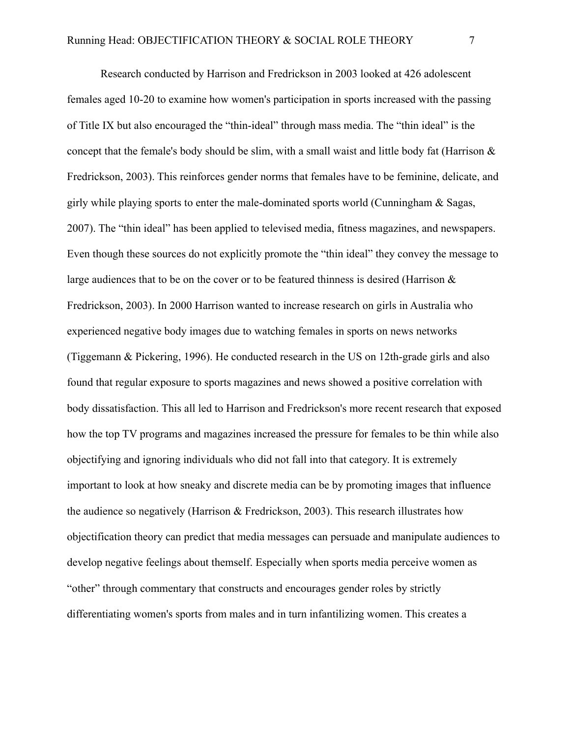Research conducted by Harrison and Fredrickson in 2003 looked at 426 adolescent females aged 10-20 to examine how women's participation in sports increased with the passing of Title IX but also encouraged the “thin-ideal” through mass media. The “thin ideal” is the concept that the female's body should be slim, with a small waist and little body fat (Harrison & Fredrickson, 2003). This reinforces gender norms that females have to be feminine, delicate, and girly while playing sports to enter the male-dominated sports world (Cunningham & Sagas, 2007). The “thin ideal” has been applied to televised media, fitness magazines, and newspapers. Even though these sources do not explicitly promote the “thin ideal” they convey the message to large audiences that to be on the cover or to be featured thinness is desired (Harrison & Fredrickson, 2003). In 2000 Harrison wanted to increase research on girls in Australia who experienced negative body images due to watching females in sports on news networks (Tiggemann & Pickering, 1996). He conducted research in the US on 12th-grade girls and also found that regular exposure to sports magazines and news showed a positive correlation with body dissatisfaction. This all led to Harrison and Fredrickson's more recent research that exposed how the top TV programs and magazines increased the pressure for females to be thin while also objectifying and ignoring individuals who did not fall into that category. It is extremely important to look at how sneaky and discrete media can be by promoting images that influence the audience so negatively (Harrison & Fredrickson, 2003). This research illustrates how objectification theory can predict that media messages can persuade and manipulate audiences to develop negative feelings about themself. Especially when sports media perceive women as “other” through commentary that constructs and encourages gender roles by strictly differentiating women's sports from males and in turn infantilizing women. This creates a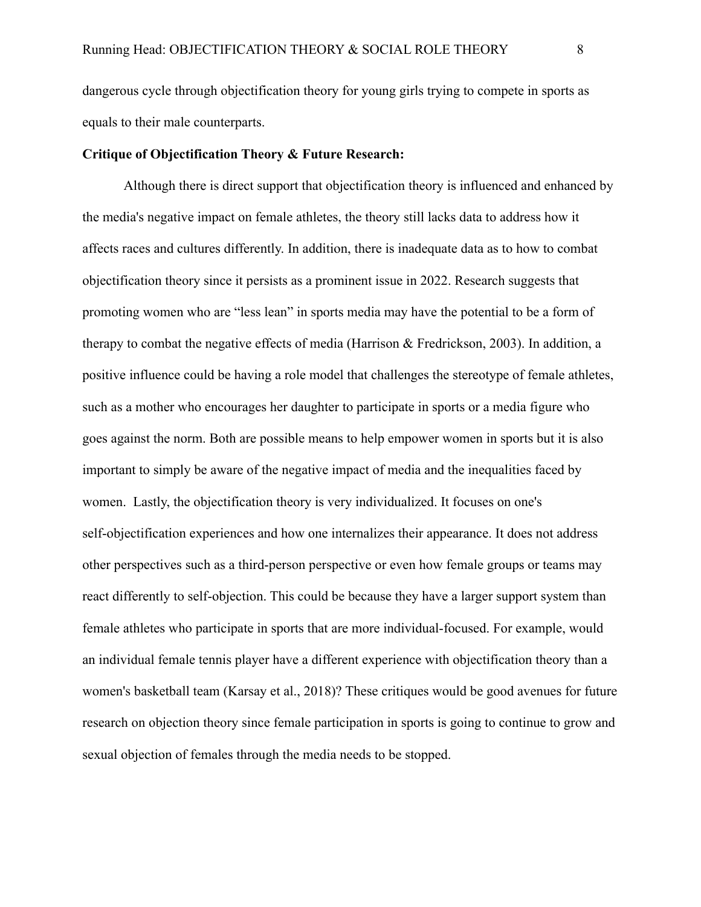dangerous cycle through objectification theory for young girls trying to compete in sports as equals to their male counterparts.

**Critique of Objectification Theory & Future Research:**

Although there is direct support that objectification theory is influenced and enhanced by the media's negative impact on female athletes, the theory still lacks data to address how it affects races and cultures differently. In addition, there is inadequate data as to how to combat objectification theory since it persists as a prominent issue in 2022. Research suggests that promoting women who are "less lean" in sports media may have the potential to be a form of therapy to combat the negative effects of media (Harrison & Fredrickson, 2003). In addition, a positive influence could be having a role model that challenges the stereotype of female athletes, such as a mother who encourages her daughter to participate in sports or a media figure who goes against the norm. Both are possible means to help empower women in sports but it is also important to simply be aware of the negative impact of media and the inequalities faced by women. Lastly, the objectification theory is very individualized. It focuses on one's self-objectification experiences and how one internalizes their appearance. It does not address other perspectives such as a third-person perspective or even how female groups or teams may react differently to self-objection. This could be because they have a larger support system than female athletes who participate in sports that are more individual-focused. For example, would an individual female tennis player have a different experience with objectification theory than a women's basketball team (Karsay et al., 2018)? These critiques would be good avenues for future research on objection theory since female participation in sports is going to continue to grow and sexual objection of females through the media needs to be stopped.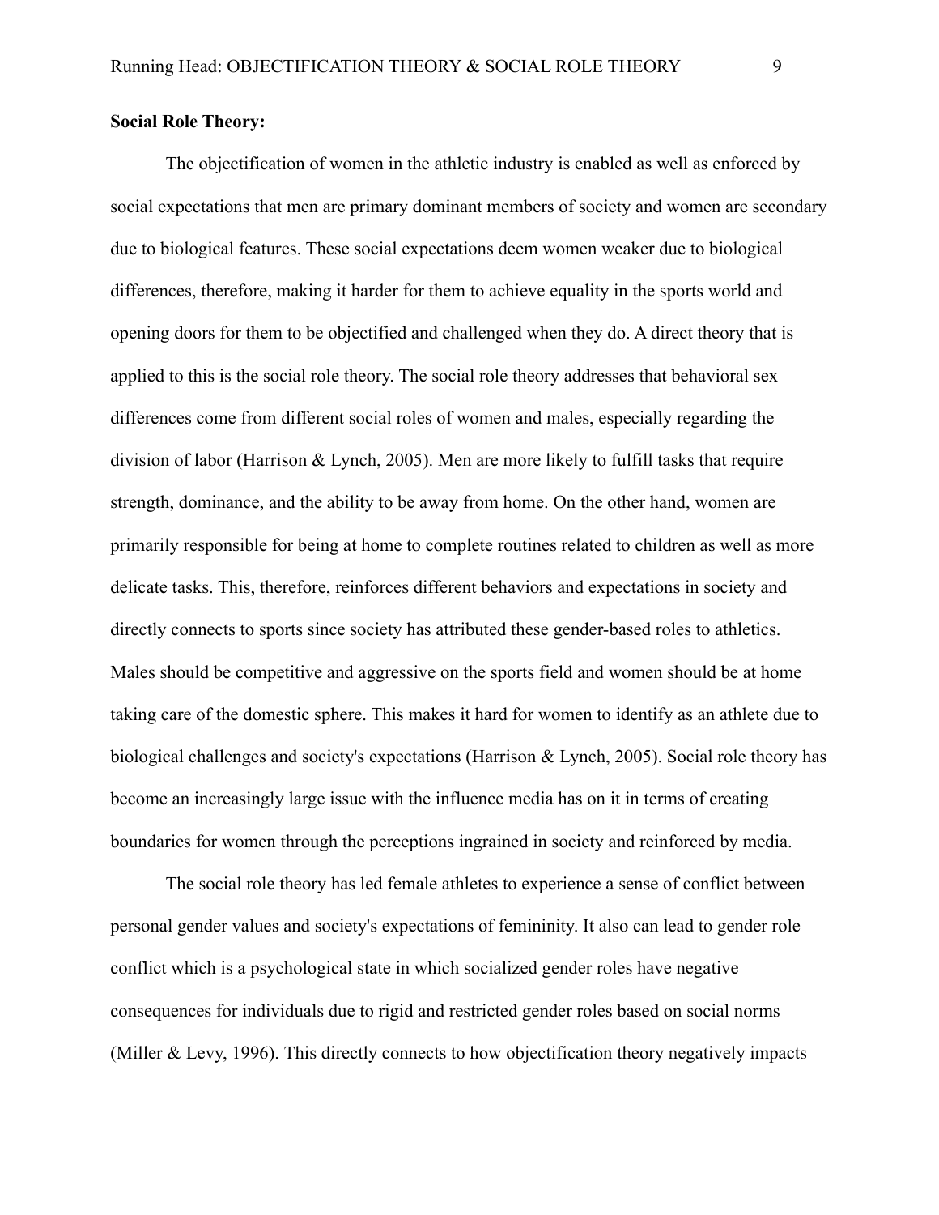**Social Role Theory:**

The objectification of women in the athletic industry is enabled as well as enforced by social expectations that men are primary dominant members of society and women are secondary due to biological features. These social expectations deem women weaker due to biological differences, therefore, making it harder for them to achieve equality in the sports world and opening doors for them to be objectified and challenged when they do. A direct theory that is applied to this is the social role theory. The social role theory addresses that behavioral sex differences come from different social roles of women and males, especially regarding the division of labor (Harrison & Lynch, 2005). Men are more likely to fulfill tasks that require strength, dominance, and the ability to be away from home. On the other hand, women are primarily responsible for being at home to complete routines related to children as well as more delicate tasks. This, therefore, reinforces different behaviors and expectations in society and directly connects to sports since society has attributed these gender-based roles to athletics. Males should be competitive and aggressive on the sports field and women should be at home taking care of the domestic sphere. This makes it hard for women to identify as an athlete due to biological challenges and society's expectations (Harrison & Lynch, 2005). Social role theory has become an increasingly large issue with the influence media has on it in terms of creating boundaries for women through the perceptions ingrained in society and reinforced by media.

The social role theory has led female athletes to experience a sense of conflict between personal gender values and society's expectations of femininity. It also can lead to gender role conflict which is a psychological state in which socialized gender roles have negative consequences for individuals due to rigid and restricted gender roles based on social norms (Miller & Levy, 1996). This directly connects to how objectification theory negatively impacts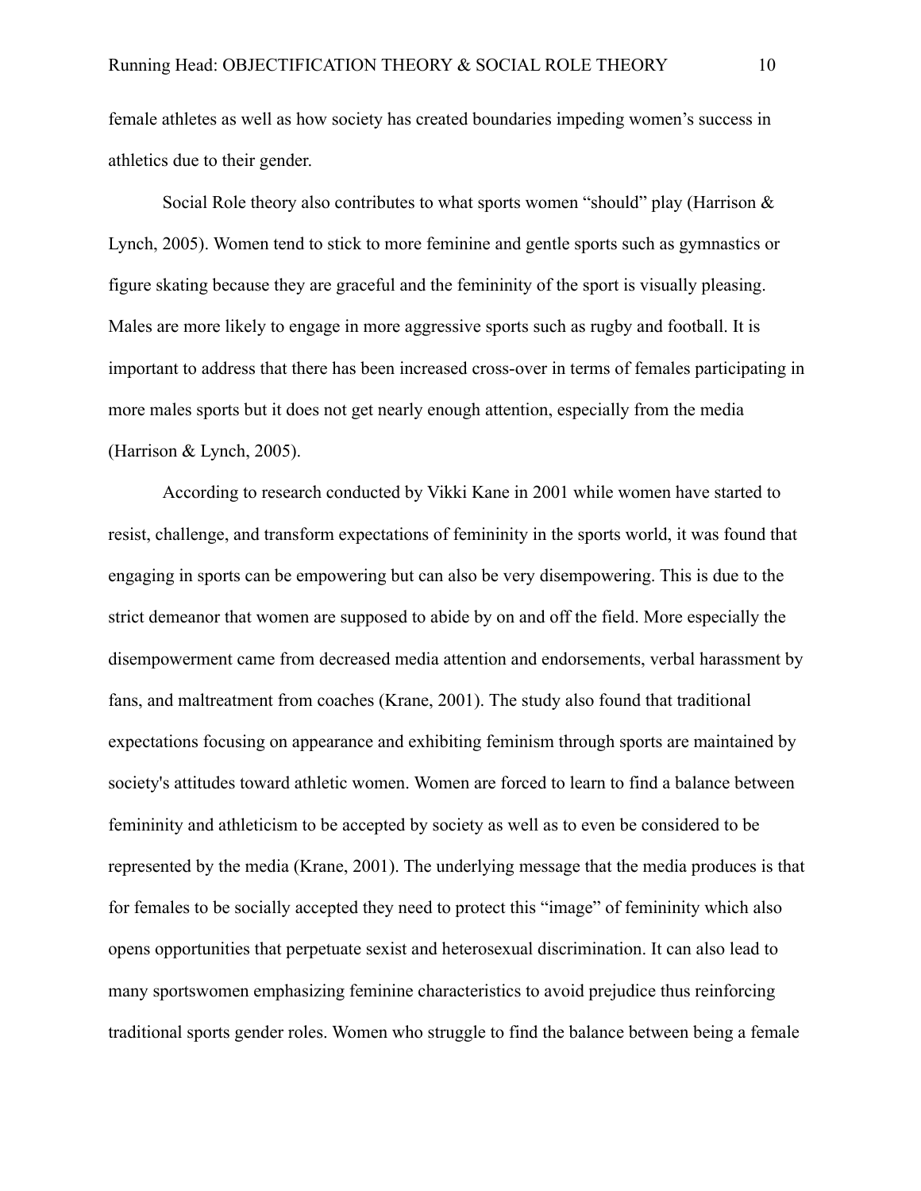female athletes as well as how society has created boundaries impeding women's success in athletics due to their gender.

Social Role theory also contributes to what sports women "should" play (Harrison & Lynch, 2005). Women tend to stick to more feminine and gentle sports such as gymnastics or figure skating because they are graceful and the femininity of the sport is visually pleasing. Males are more likely to engage in more aggressive sports such as rugby and football. It is important to address that there has been increased cross-over in terms of females participating in more males sports but it does not get nearly enough attention, especially from the media (Harrison & Lynch, 2005).

According to research conducted by Vikki Kane in 2001 while women have started to resist, challenge, and transform expectations of femininity in the sports world, it was found that engaging in sports can be empowering but can also be very disempowering. This is due to the strict demeanor that women are supposed to abide by on and off the field. More especially the disempowerment came from decreased media attention and endorsements, verbal harassment by fans, and maltreatment from coaches (Krane, 2001). The study also found that traditional expectations focusing on appearance and exhibiting feminism through sports are maintained by society's attitudes toward athletic women. Women are forced to learn to find a balance between femininity and athleticism to be accepted by society as well as to even be considered to be represented by the media (Krane, 2001). The underlying message that the media produces is that for females to be socially accepted they need to protect this "image" of femininity which also opens opportunities that perpetuate sexist and heterosexual discrimination. It can also lead to many sportswomen emphasizing feminine characteristics to avoid prejudice thus reinforcing traditional sports gender roles. Women who struggle to find the balance between being a female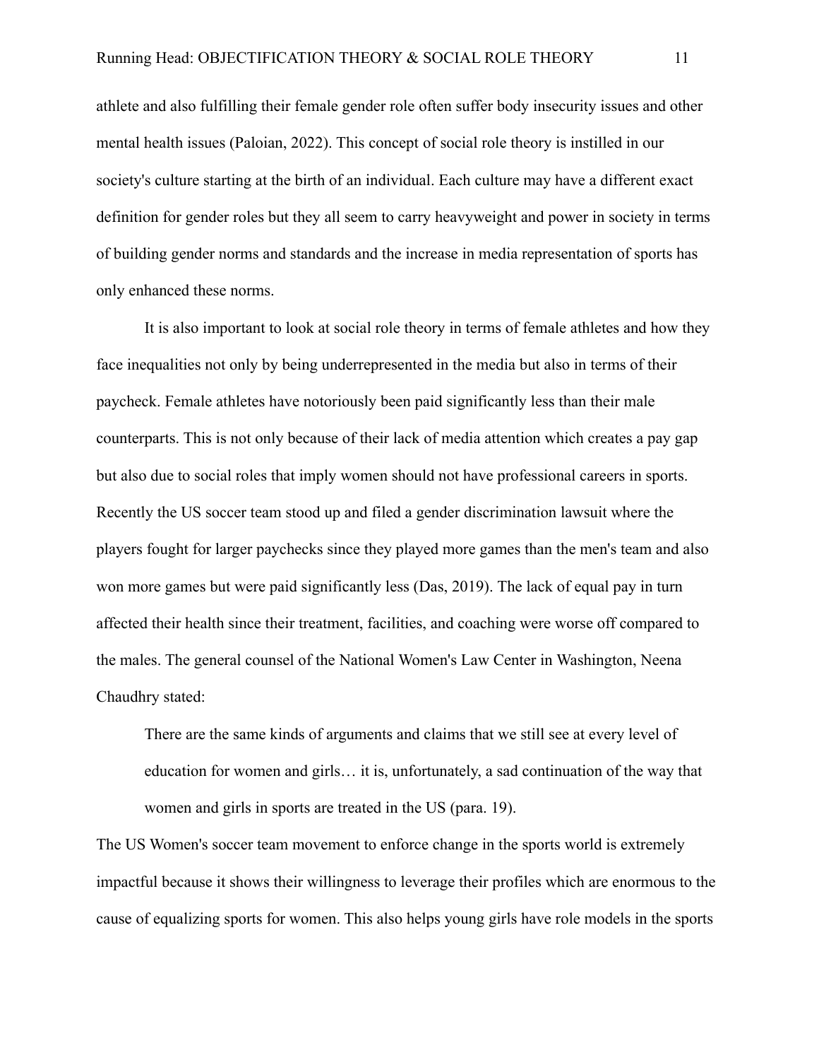athlete and also fulfilling their female gender role often suffer body insecurity issues and other mental health issues (Paloian, 2022). This concept of social role theory is instilled in our society's culture starting at the birth of an individual. Each culture may have a different exact definition for gender roles but they all seem to carry heavyweight and power in society in terms of building gender norms and standards and the increase in media representation of sports has only enhanced these norms.

It is also important to look at social role theory in terms of female athletes and how they face inequalities not only by being underrepresented in the media but also in terms of their paycheck. Female athletes have notoriously been paid significantly less than their male counterparts. This is not only because of their lack of media attention which creates a pay gap but also due to social roles that imply women should not have professional careers in sports. Recently the US soccer team stood up and filed a gender discrimination lawsuit where the players fought for larger paychecks since they played more games than the men's team and also won more games but were paid significantly less (Das, 2019). The lack of equal pay in turn affected their health since their treatment, facilities, and coaching were worse off compared to the males. The general counsel of the National Women's Law Center in Washington, Neena Chaudhry stated:

> There are the same kinds of arguments and claims that we still see at every level of education for women and girls… it is, unfortunately, a sad continuation of the way that women and girls in sports are treated in the US (para. 19).

The US Women's soccer team movement to enforce change in the sports world is extremely impactful because it shows their willingness to leverage their profiles which are enormous to the cause of equalizing sports for women. This also helps young girls have role models in the sports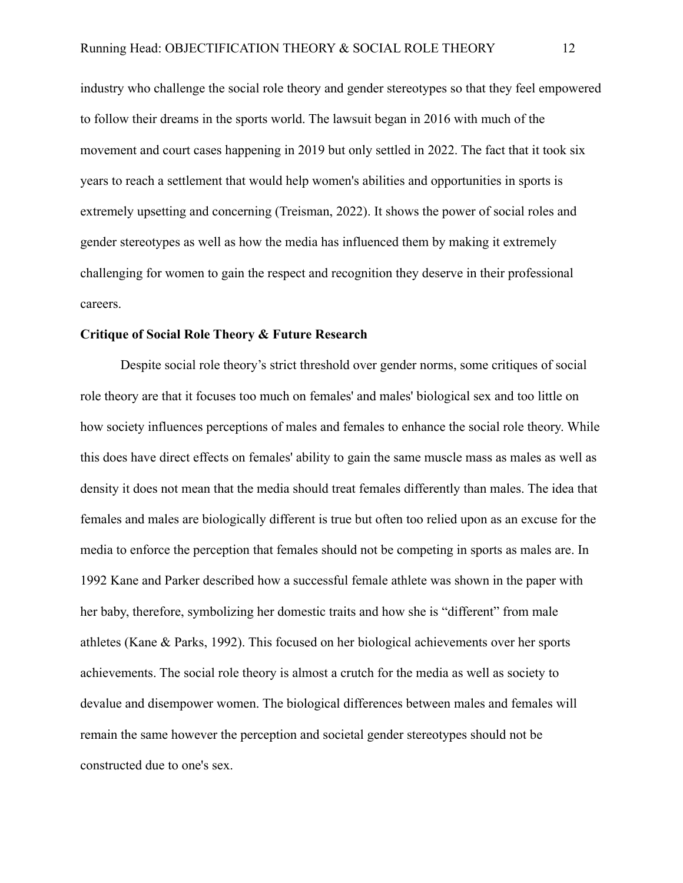industry who challenge the social role theory and gender stereotypes so that they feel empowered to follow their dreams in the sports world. The lawsuit began in 2016 with much of the movement and court cases happening in 2019 but only settled in 2022. The fact that it took six years to reach a settlement that would help women's abilities and opportunities in sports is extremely upsetting and concerning (Treisman, 2022). It shows the power of social roles and gender stereotypes as well as how the media has influenced them by making it extremely challenging for women to gain the respect and recognition they deserve in their professional careers.

**Critique of Social Role Theory & Future Research**

Despite social role theory's strict threshold over gender norms, some critiques of social role theory are that it focuses too much on females' and males' biological sex and too little on how society influences perceptions of males and females to enhance the social role theory. While this does have direct effects on females' ability to gain the same muscle mass as males as well as density it does not mean that the media should treat females differently than males. The idea that females and males are biologically different is true but often too relied upon as an excuse for the media to enforce the perception that females should not be competing in sports as males are. In 1992 Kane and Parker described how a successful female athlete was shown in the paper with her baby, therefore, symbolizing her domestic traits and how she is "different" from male athletes (Kane & Parks, 1992). This focused on her biological achievements over her sports achievements. The social role theory is almost a crutch for the media as well as society to devalue and disempower women. The biological differences between males and females will remain the same however the perception and societal gender stereotypes should not be constructed due to one's sex.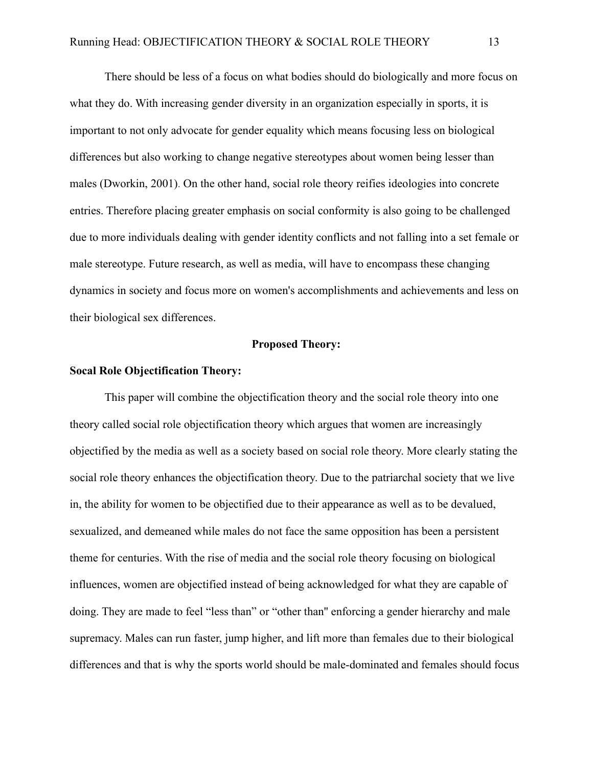There should be less of a focus on what bodies should do biologically and more focus on what they do. With increasing gender diversity in an organization especially in sports, it is important to not only advocate for gender equality which means focusing less on biological differences but also working to change negative stereotypes about women being lesser than males (Dworkin, 2001). On the other hand, social role theory reifies ideologies into concrete entries. Therefore placing greater emphasis on social conformity is also going to be challenged due to more individuals dealing with gender identity conflicts and not falling into a set female or male stereotype. Future research, as well as media, will have to encompass these changing dynamics in society and focus more on women's accomplishments and achievements and less on their biological sex differences.

## Proposed Theory:

### Socal Role Objectification Theory:

This paper will combine the objectification theory and the social role theory into one theory called social role objectification theory which argues that women are increasingly objectified by the media as well as a society based on social role theory. More clearly stating the social role theory enhances the objectification theory. Due to the patriarchal society that we live in, the ability for women to be objectified due to their appearance as well as to be devalued, sexualized, and demeaned while males do not face the same opposition has been a persistent theme for centuries. With the rise of media and the social role theory focusing on biological influences, women are objectified instead of being acknowledged for what they are capable of doing. They are made to feel "less than" or "other than" enforcing a gender hierarchy and male supremacy. Males can run faster, jump higher, and lift more than females due to their biological differences and that is why the sports world should be male-dominated and females should focus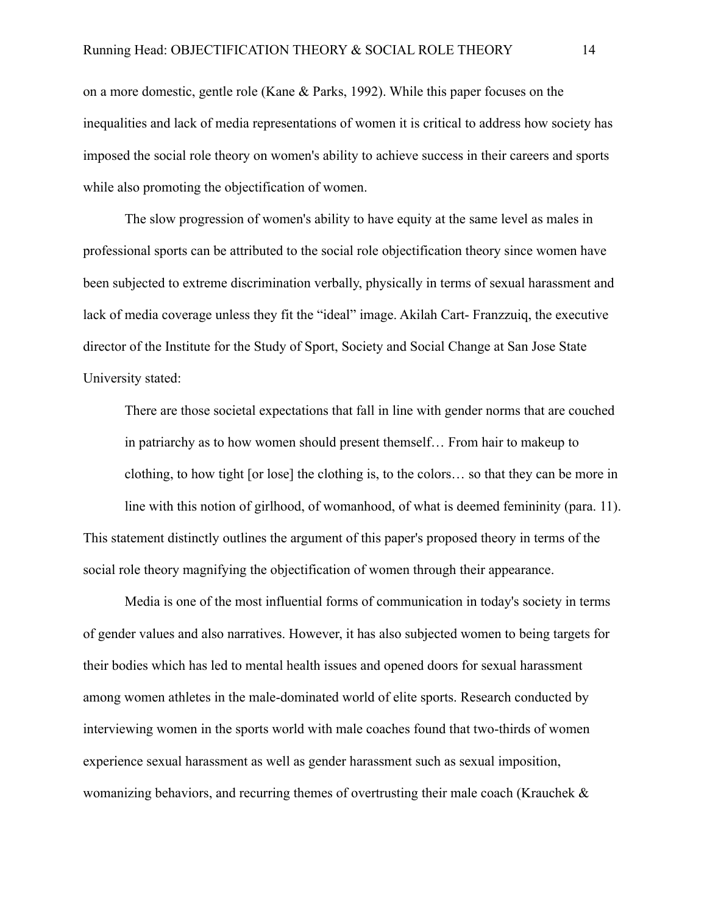on a more domestic, gentle role (Kane & Parks, 1992). While this paper focuses on the inequalities and lack of media representations of women it is critical to address how society has imposed the social role theory on women's ability to achieve success in their careers and sports while also promoting the objectification of women.

The slow progression of women's ability to have equity at the same level as males in professional sports can be attributed to the social role objectification theory since women have been subjected to extreme discrimination verbally, physically in terms of sexual harassment and lack of media coverage unless they fit the "ideal" image. Akilah Cart- Franzzuiq, the executive director of the Institute for the Study of Sport, Society and Social Change at San Jose State University stated:

> There are those societal expectations that fall in line with gender norms that are couched in patriarchy as to how women should present themself… From hair to makeup to clothing, to how tight [or lose] the clothing is, to the colors… so that they can be more in line with this notion of girlhood, of womanhood, of what is deemed femininity (para. 11).

This statement distinctly outlines the argument of this paper's proposed theory in terms of the social role theory magnifying the objectification of women through their appearance.

Media is one of the most influential forms of communication in today's society in terms of gender values and also narratives. However, it has also subjected women to being targets for their bodies which has led to mental health issues and opened doors for sexual harassment among women athletes in the male-dominated world of elite sports. Research conducted by interviewing women in the sports world with male coaches found that two-thirds of women experience sexual harassment as well as gender harassment such as sexual imposition, womanizing behaviors, and recurring themes of overtrusting their male coach (Krauchek &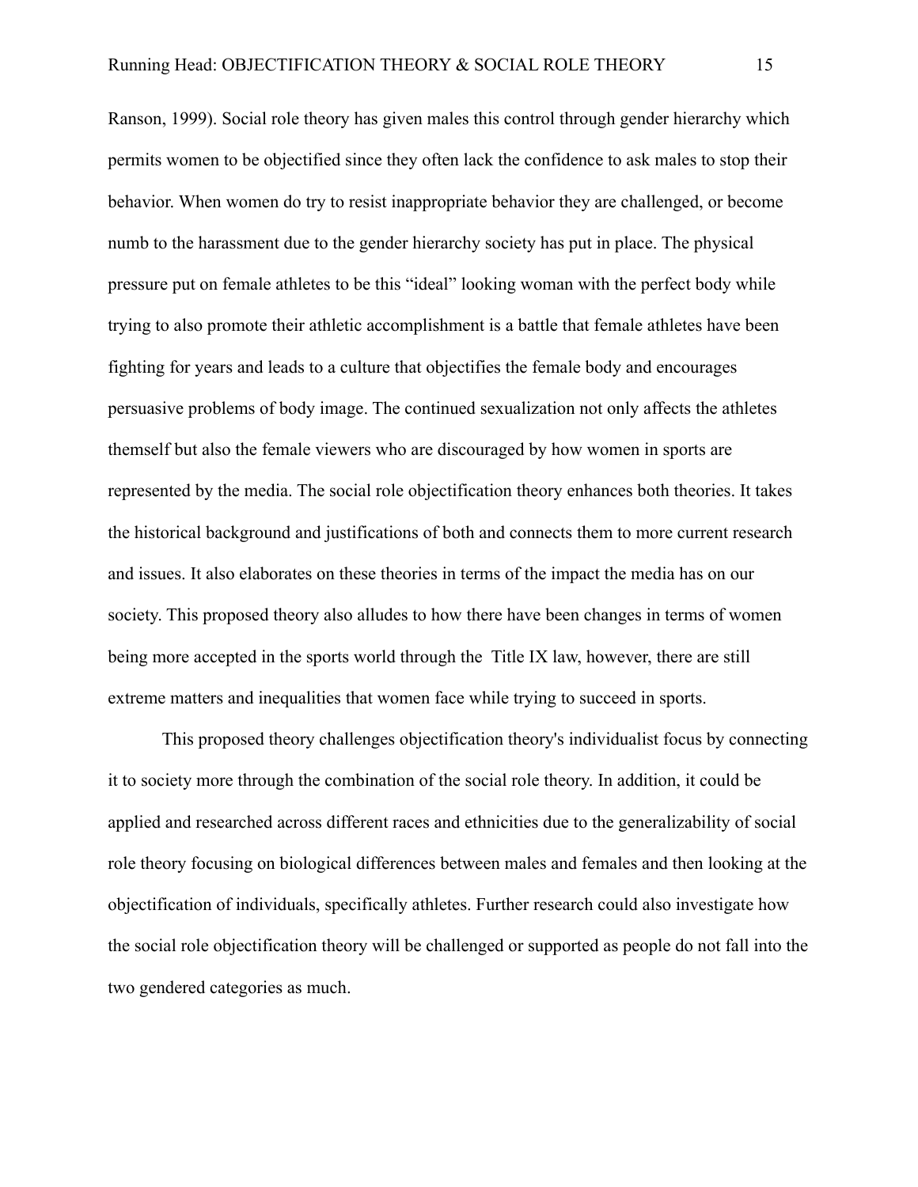Ranson, 1999). Social role theory has given males this control through gender hierarchy which permits women to be objectified since they often lack the confidence to ask males to stop their behavior. When women do try to resist inappropriate behavior they are challenged, or become numb to the harassment due to the gender hierarchy society has put in place. The physical pressure put on female athletes to be this "ideal" looking woman with the perfect body while trying to also promote their athletic accomplishment is a battle that female athletes have been fighting for years and leads to a culture that objectifies the female body and encourages persuasive problems of body image. The continued sexualization not only affects the athletes themself but also the female viewers who are discouraged by how women in sports are represented by the media. The social role objectification theory enhances both theories. It takes the historical background and justifications of both and connects them to more current research and issues. It also elaborates on these theories in terms of the impact the media has on our society. This proposed theory also alludes to how there have been changes in terms of women being more accepted in the sports world through the Title IX law, however, there are still extreme matters and inequalities that women face while trying to succeed in sports.

This proposed theory challenges objectification theory's individualist focus by connecting it to society more through the combination of the social role theory. In addition, it could be applied and researched across different races and ethnicities due to the generalizability of social role theory focusing on biological differences between males and females and then looking at the objectification of individuals, specifically athletes. Further research could also investigate how the social role objectification theory will be challenged or supported as people do not fall into the two gendered categories as much.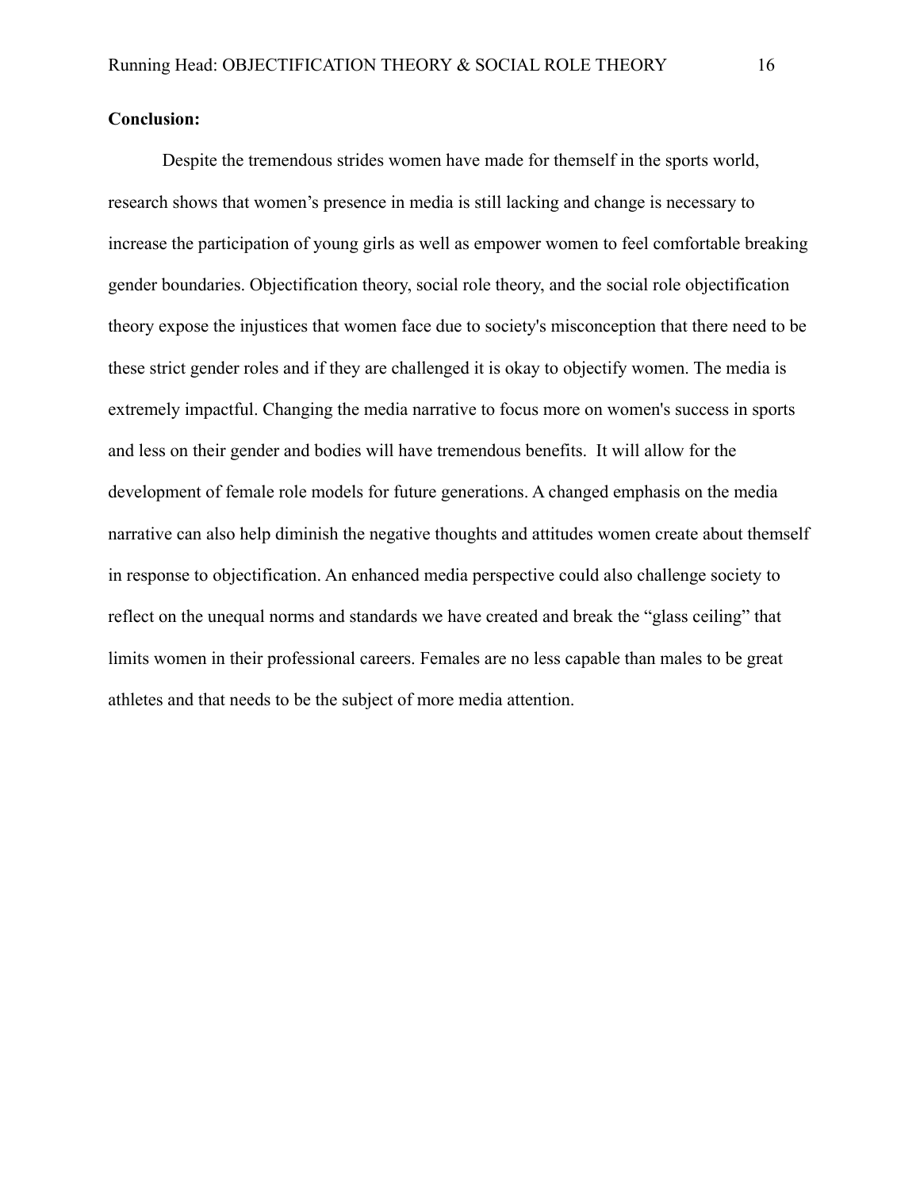**Conclusion:**

Despite the tremendous strides women have made for themself in the sports world, research shows that women's presence in media is still lacking and change is necessary to increase the participation of young girls as well as empower women to feel comfortable breaking gender boundaries. Objectification theory, social role theory, and the social role objectification theory expose the injustices that women face due to society's misconception that there need to be these strict gender roles and if they are challenged it is okay to objectify women. The media is extremely impactful. Changing the media narrative to focus more on women's success in sports and less on their gender and bodies will have tremendous benefits. It will allow for the development of female role models for future generations. A changed emphasis on the media narrative can also help diminish the negative thoughts and attitudes women create about themself in response to objectification. An enhanced media perspective could also challenge society to reflect on the unequal norms and standards we have created and break the "glass ceiling" that limits women in their professional careers. Females are no less capable than males to be great athletes and that needs to be the subject of more media attention.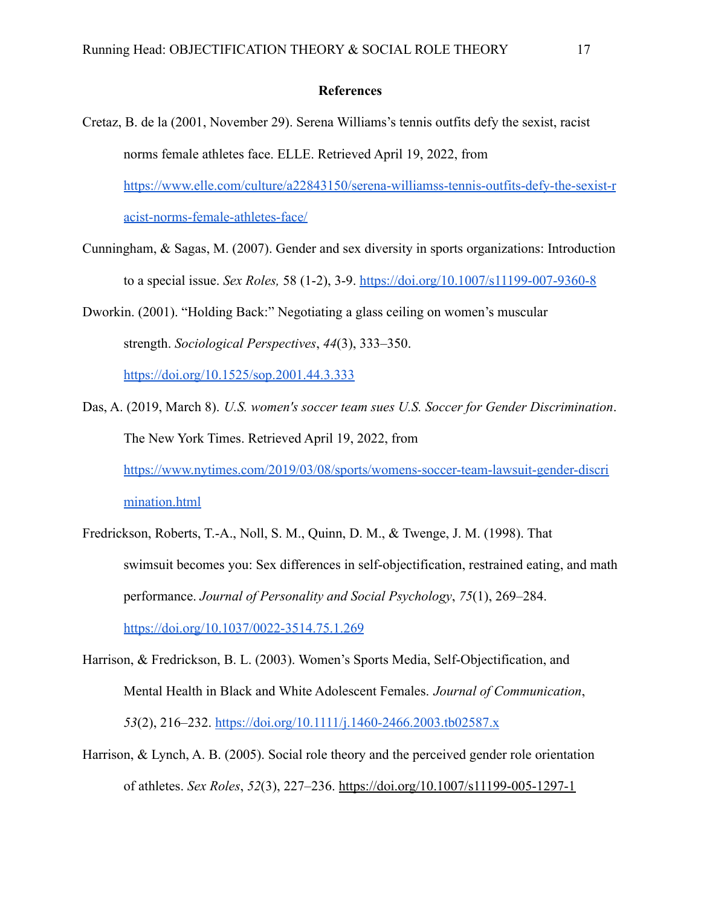## References

Cretaz, B. de la (2001, November 29). Serena Williams's tennis outfits defy the sexist, racist norms female athletes face. ELLE. Retrieved April 19, 2022, from https://www.elle.com/culture/a22843150/serena-williamss-tennis-outfits-defy-the-sexist-racist-norms-female-athletes-face/

Cunningham, & Sagas, M. (2007). Gender and sex diversity in sports organizations: Introduction to a special issue. *Sex Roles,* 58 (1-2), 3-9. https://doi.org/10.1007/s11199-007-9360-8

Dworkin. (2001). "Holding Back:" Negotiating a glass ceiling on women's muscular strength. *Sociological Perspectives*, *44*(3), 333–350. https://doi.org/10.1525/sop.2001.44.3.333

Das, A. (2019, March 8). *U.S. women's soccer team sues U.S. Soccer for Gender Discrimination*. The New York Times. Retrieved April 19, 2022, from https://www.nytimes.com/2019/03/08/sports/womens-soccer-team-lawsuit-gender-discrimination.html

Fredrickson, Roberts, T.-A., Noll, S. M., Quinn, D. M., & Twenge, J. M. (1998). That swimsuit becomes you: Sex differences in self-objectification, restrained eating, and math performance. *Journal of Personality and Social Psychology*, *75*(1), 269–284. https://doi.org/10.1037/0022-3514.75.1.269

Harrison, & Fredrickson, B. L. (2003). Women's Sports Media, Self-Objectification, and Mental Health in Black and White Adolescent Females. *Journal of Communication*, *53*(2), 216–232. https://doi.org/10.1111/j.1460-2466.2003.tb02587.x

Harrison, & Lynch, A. B. (2005). Social role theory and the perceived gender role orientation of athletes. *Sex Roles*, *52*(3), 227–236. https://doi.org/10.1007/s11199-005-1297-1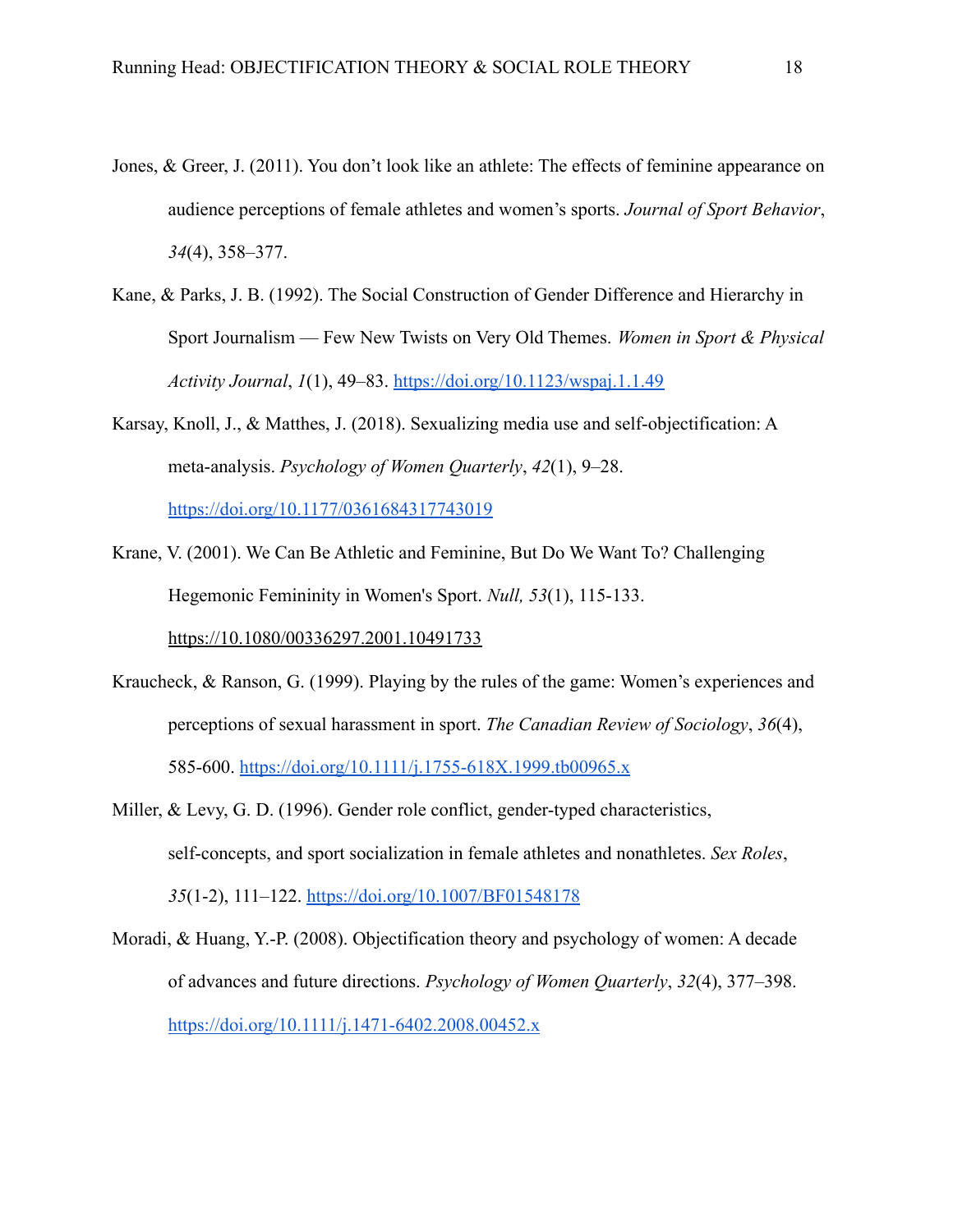Jones, & Greer, J. (2011). You don't look like an athlete: The effects of feminine appearance on audience perceptions of female athletes and women's sports. *Journal of Sport Behavior*, *34*(4), 358–377.

Kane, & Parks, J. B. (1992). The Social Construction of Gender Difference and Hierarchy in Sport Journalism — Few New Twists on Very Old Themes. *Women in Sport & Physical Activity Journal*, *1*(1), 49–83. https://doi.org/10.1123/wspaj.1.1.49

Karsay, Knoll, J., & Matthes, J. (2018). Sexualizing media use and self-objectification: A meta-analysis. *Psychology of Women Quarterly*, *42*(1), 9–28. https://doi.org/10.1177/0361684317743019

Krane, V. (2001). We Can Be Athletic and Feminine, But Do We Want To? Challenging Hegemonic Femininity in Women's Sport. *Null, 53*(1), 115-133. https://10.1080/00336297.2001.10491733

Kraucheck, & Ranson, G. (1999). Playing by the rules of the game: Women's experiences and perceptions of sexual harassment in sport. *The Canadian Review of Sociology*, *36*(4), 585-600. https://doi.org/10.1111/j.1755-618X.1999.tb00965.x

Miller, & Levy, G. D. (1996). Gender role conflict, gender-typed characteristics, self-concepts, and sport socialization in female athletes and nonathletes. *Sex Roles*, *35*(1-2), 111–122. https://doi.org/10.1007/BF01548178

Moradi, & Huang, Y.-P. (2008). Objectification theory and psychology of women: A decade of advances and future directions. *Psychology of Women Quarterly*, *32*(4), 377–398. https://doi.org/10.1111/j.1471-6402.2008.00452.x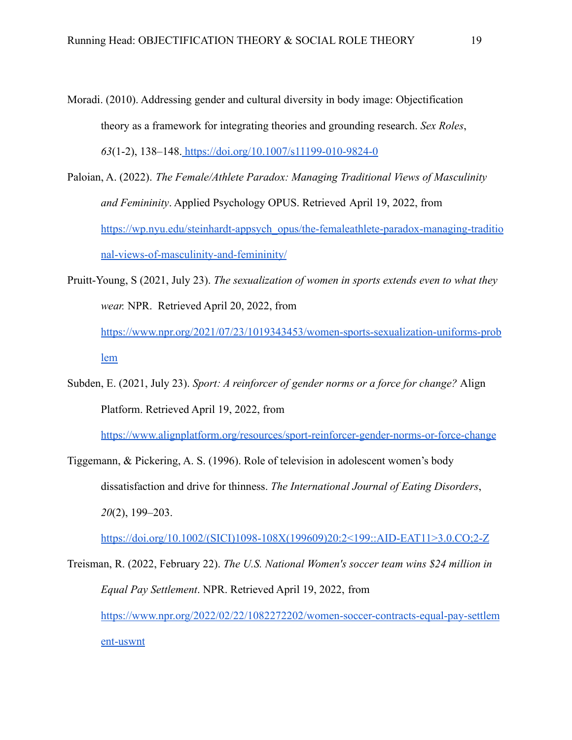Moradi. (2010). Addressing gender and cultural diversity in body image: Objectification theory as a framework for integrating theories and grounding research. *Sex Roles*, *63*(1-2), 138–148. https://doi.org/10.1007/s11199-010-9824-0

Paloian, A. (2022). *The Female/Athlete Paradox: Managing Traditional Views of Masculinity and Femininity*. Applied Psychology OPUS. Retrieved April 19, 2022, from https://wp.nyu.edu/steinhardt-appsych_opus/the-femaleathlete-paradox-managing-traditional-views-of-masculinity-and-femininity/

Pruitt-Young, S (2021, July 23). *The sexualization of women in sports extends even to what they wear.* NPR. Retrieved April 20, 2022, from https://www.npr.org/2021/07/23/1019343453/women-sports-sexualization-uniforms-problem

Subden, E. (2021, July 23). *Sport: A reinforcer of gender norms or a force for change?* Align Platform. Retrieved April 19, 2022, from https://www.alignplatform.org/resources/sport-reinforcer-gender-norms-or-force-change

Tiggemann, & Pickering, A. S. (1996). Role of television in adolescent women's body dissatisfaction and drive for thinness. *The International Journal of Eating Disorders*, *20*(2), 199–203. https://doi.org/10.1002/(SICI)1098-108X(199609)20:2<199::AID-EAT11>3.0.CO;2-Z

Treisman, R. (2022, February 22). *The U.S. National Women's soccer team wins $24 million in Equal Pay Settlement*. NPR. Retrieved April 19, 2022, from https://www.npr.org/2022/02/22/1082272202/women-soccer-contracts-equal-pay-settlement-uswnt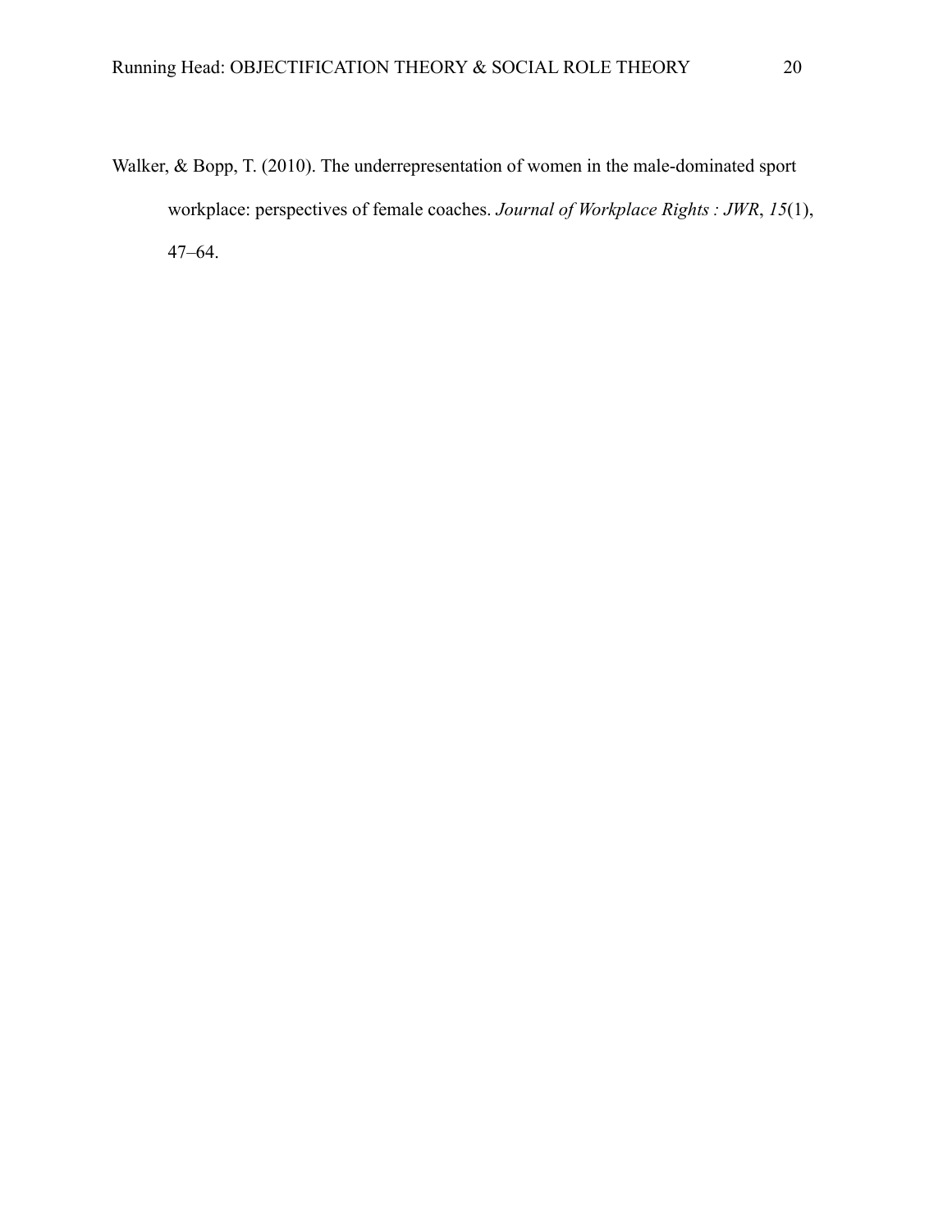Walker, & Bopp, T. (2010). The underrepresentation of women in the male-dominated sport workplace: perspectives of female coaches. *Journal of Workplace Rights : JWR*, *15*(1), 47–64.